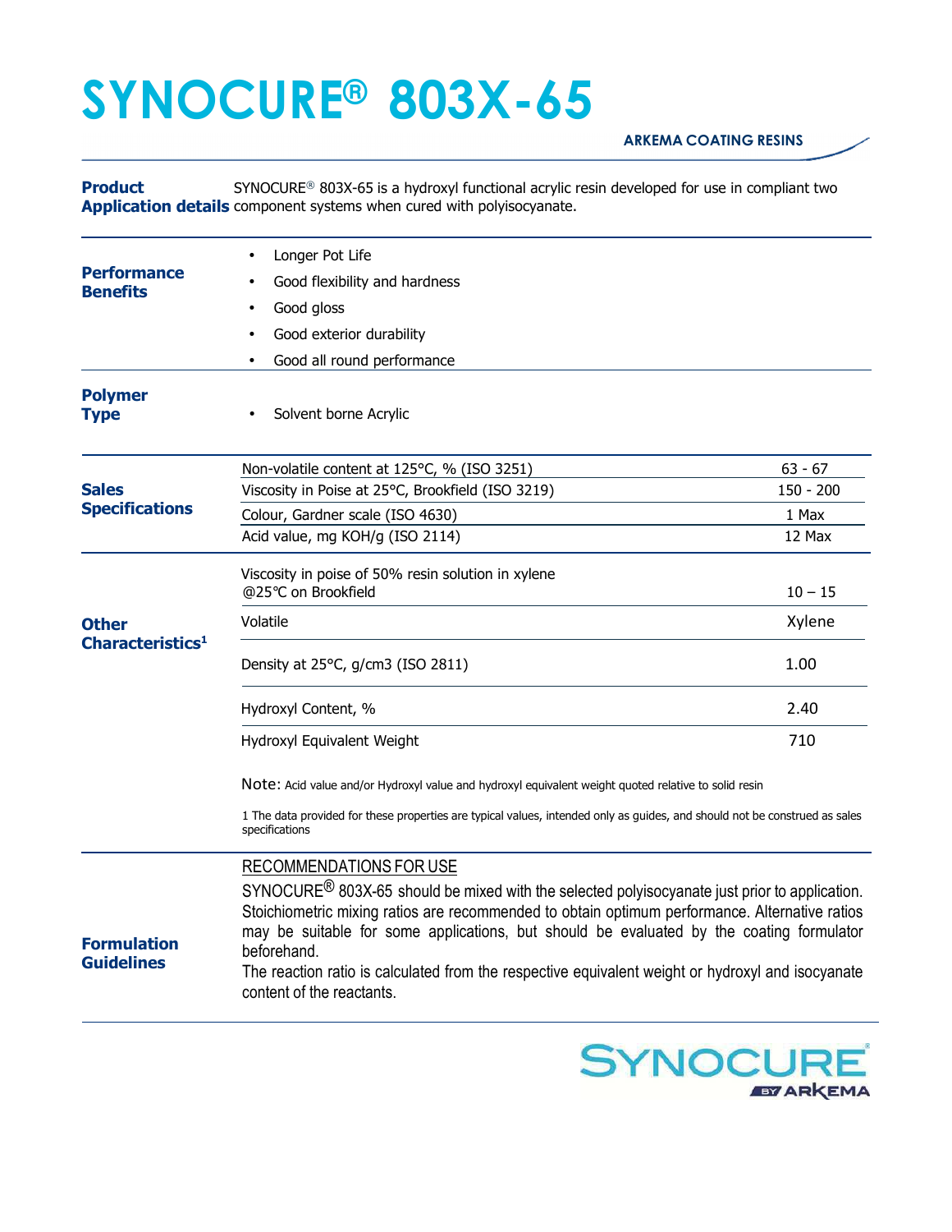# SYNOCURE® 803X-65

**ARKEMA COATING RESINS**

**Product Application details**

SYNOCURE® 803X-65 is a hydroxyl functional acrylic resin developed for use in compliant two component systems when cured with polyisocyanate.

## Performance Benefits

- Longer Pot Life
- Good flexibility and hardness
- Good gloss
- Good exterior durability
- Good all round performance

## Polymer Type

- Solvent borne Acrylic

## Sales Specifications

| Property | Value |
|---|---|
| Non-volatile content at 125°C, % (ISO 3251) | 63 - 67 |
| Viscosity in Poise at 25°C, Brookfield (ISO 3219) | 150 - 200 |
| Colour, Gardner scale (ISO 4630) | 1 Max |
| Acid value, mg KOH/g (ISO 2114) | 12 Max |

## Other Characteristics[1]

| Property | Value |
|---|---|
| Viscosity in poise of 50% resin solution in xylene @25°C on Brookfield | 10 – 15 |
| Volatile | Xylene |
| Density at 25°C, g/cm3 (ISO 2811) | 1.00 |
| Hydroxyl Content, % | 2.40 |
| Hydroxyl Equivalent Weight | 710 |

Note: Acid value and/or Hydroxyl value and hydroxyl equivalent weight quoted relative to solid resin

1 The data provided for these properties are typical values, intended only as guides, and should not be construed as sales specifications

## Formulation Guidelines

RECOMMENDATIONS FOR USE

SYNOCURE® 803X-65 should be mixed with the selected polyisocyanate just prior to application. Stoichiometric mixing ratios are recommended to obtain optimum performance. Alternative ratios may be suitable for some applications, but should be evaluated by the coating formulator beforehand.

The reaction ratio is calculated from the respective equivalent weight or hydroxyl and isocyanate content of the reactants.

SYNOCURE BY ARKEMA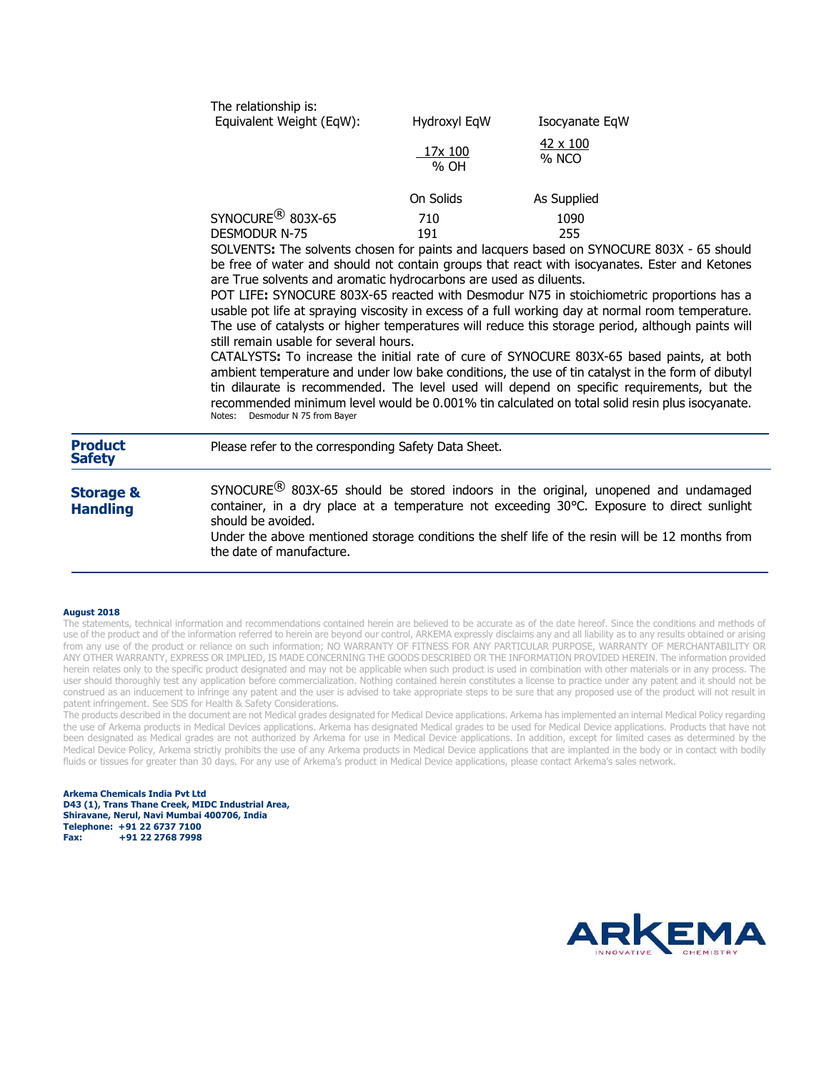The relationship is:

| Equivalent Weight (EqW): | Hydroxyl EqW | Isocyanate EqW |
|---|---|---|
| | $\frac{17 \times 100}{\% OH}$ | $\frac{42 \times 100}{\% NCO}$ |
| | On Solids | As Supplied |
| SYNOCURE® 803X-65 | 710 | 1090 |
| DESMODUR N-75 | 191 | 255 |

**SOLVENTS:** The solvents chosen for paints and lacquers based on SYNOCURE 803X - 65 should be free of water and should not contain groups that react with isocyanates. Ester and Ketones are True solvents and aromatic hydrocarbons are used as diluents.

**POT LIFE:** SYNOCURE 803X-65 reacted with Desmodur N75 in stoichiometric proportions has a usable pot life at spraying viscosity in excess of a full working day at normal room temperature. The use of catalysts or higher temperatures will reduce this storage period, although paints will still remain usable for several hours.

**CATALYSTS:** To increase the initial rate of cure of SYNOCURE 803X-65 based paints, at both ambient temperature and under low bake conditions, the use of tin catalyst in the form of dibutyl tin dilaurate is recommended. The level used will depend on specific requirements, but the recommended minimum level would be 0.001% tin calculated on total solid resin plus isocyanate.

Notes: Desmodur N 75 from Bayer

## Product Safety

Please refer to the corresponding Safety Data Sheet.

## Storage & Handling

SYNOCURE® 803X-65 should be stored indoors in the original, unopened and undamaged container, in a dry place at a temperature not exceeding 30°C. Exposure to direct sunlight should be avoided.

Under the above mentioned storage conditions the shelf life of the resin will be 12 months from the date of manufacture.

**August 2018**

The statements, technical information and recommendations contained herein are believed to be accurate as of the date hereof. Since the conditions and methods of use of the product and of the information referred to herein are beyond our control, ARKEMA expressly disclaims any and all liability as to any results obtained or arising from any use of the product or reliance on such information; NO WARRANTY OF FITNESS FOR ANY PARTICULAR PURPOSE, WARRANTY OF MERCHANTABILITY OR ANY OTHER WARRANTY, EXPRESS OR IMPLIED, IS MADE CONCERNING THE GOODS DESCRIBED OR THE INFORMATION PROVIDED HEREIN. The information provided herein relates only to the specific product designated and may not be applicable when such product is used in combination with other materials or in any process. The user should thoroughly test any application before commercialization. Nothing contained herein constitutes a license to practice under any patent and it should not be construed as an inducement to infringe any patent and the user is advised to take appropriate steps to be sure that any proposed use of the product will not result in patent infringement. See SDS for Health & Safety Considerations.

The products described in the document are not Medical grades designated for Medical Device applications. Arkema has implemented an internal Medical Policy regarding the use of Arkema products in Medical Devices applications. Arkema has designated Medical grades to be used for Medical Device applications. Products that have not been designated as Medical grades are not authorized by Arkema for use in Medical Device applications. In addition, except for limited cases as determined by the Medical Device Policy, Arkema strictly prohibits the use of any Arkema products in Medical Device applications that are implanted in the body or in contact with bodily fluids or tissues for greater than 30 days. For any use of Arkema's product in Medical Device applications, please contact Arkema's sales network.

**Arkema Chemicals India Pvt Ltd**
**D43 (1), Trans Thane Creek, MIDC Industrial Area,**
**Shiravane, Nerul, Navi Mumbai 400706, India**
**Telephone: +91 22 6737 7100**
**Fax: +91 22 2768 7998**

ARKEMA
INNOVATIVE CHEMISTRY